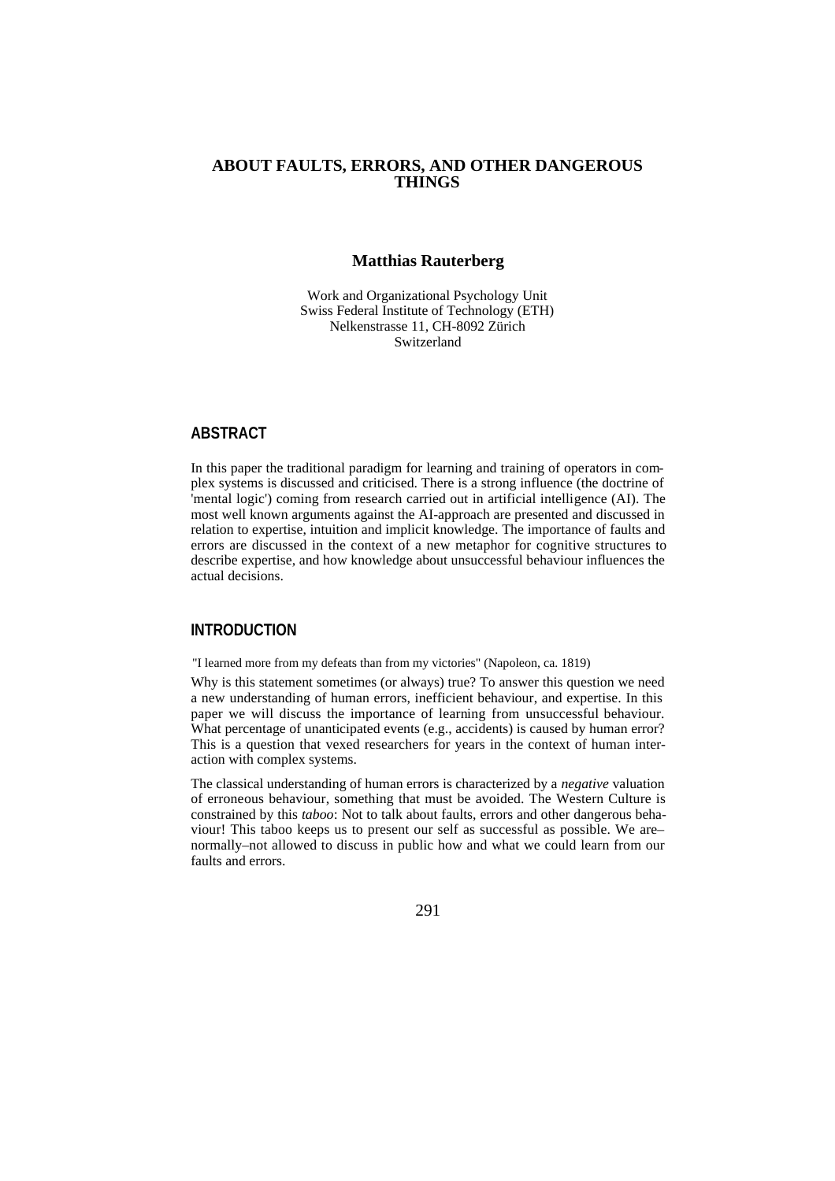# ABOUT FAULTS, ERRORS, AND OTHER DANGEROUS THINGS

**Matthias Rauterberg**

Work and Organizational Psychology Unit
Swiss Federal Institute of Technology (ETH)
Nelkenstrasse 11, CH-8092 Zürich
Switzerland

## ABSTRACT

In this paper the traditional paradigm for learning and training of operators in complex systems is discussed and criticised. There is a strong influence (the doctrine of 'mental logic') coming from research carried out in artificial intelligence (AI). The most well known arguments against the AI-approach are presented and discussed in relation to expertise, intuition and implicit knowledge. The importance of faults and errors are discussed in the context of a new metaphor for cognitive structures to describe expertise, and how knowledge about unsuccessful behaviour influences the actual decisions.

## INTRODUCTION

"I learned more from my defeats than from my victories" (Napoleon, ca. 1819)

Why is this statement sometimes (or always) true? To answer this question we need a new understanding of human errors, inefficient behaviour, and expertise. In this paper we will discuss the importance of learning from unsuccessful behaviour. What percentage of unanticipated events (e.g., accidents) is caused by human error? This is a question that vexed researchers for years in the context of human interaction with complex systems.

The classical understanding of human errors is characterized by a *negative* valuation of erroneous behaviour, something that must be avoided. The Western Culture is constrained by this *taboo*: Not to talk about faults, errors and other dangerous behaviour! This taboo keeps us to present our self as successful as possible. We are–normally–not allowed to discuss in public how and what we could learn from our faults and errors.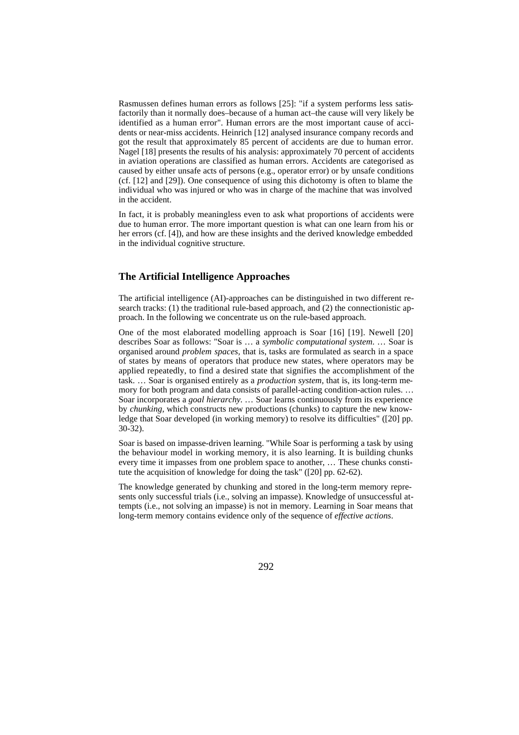Rasmussen defines human errors as follows [25]: "if a system performs less satisfactorily than it normally does–because of a human act–the cause will very likely be identified as a human error". Human errors are the most important cause of accidents or near-miss accidents. Heinrich [12] analysed insurance company records and got the result that approximately 85 percent of accidents are due to human error. Nagel [18] presents the results of his analysis: approximately 70 percent of accidents in aviation operations are classified as human errors. Accidents are categorised as caused by either unsafe acts of persons (e.g., operator error) or by unsafe conditions (cf. [12] and [29]). One consequence of using this dichotomy is often to blame the individual who was injured or who was in charge of the machine that was involved in the accident.

In fact, it is probably meaningless even to ask what proportions of accidents were due to human error. The more important question is what can one learn from his or her errors (cf. [4]), and how are these insights and the derived knowledge embedded in the individual cognitive structure.

## The Artificial Intelligence Approaches

The artificial intelligence (AI)-approaches can be distinguished in two different research tracks: (1) the traditional rule-based approach, and (2) the connectionistic approach. In the following we concentrate us on the rule-based approach.

One of the most elaborated modelling approach is Soar [16] [19]. Newell [20] describes Soar as follows: "Soar is … a *symbolic computational system*. … Soar is organised around *problem spaces*, that is, tasks are formulated as search in a space of states by means of operators that produce new states, where operators may be applied repeatedly, to find a desired state that signifies the accomplishment of the task. … Soar is organised entirely as a *production system*, that is, its long-term memory for both program and data consists of parallel-acting condition-action rules. … Soar incorporates a *goal hierarchy*. … Soar learns continuously from its experience by *chunking*, which constructs new productions (chunks) to capture the new knowledge that Soar developed (in working memory) to resolve its difficulties" ([20] pp. 30-32).

Soar is based on impasse-driven learning. "While Soar is performing a task by using the behaviour model in working memory, it is also learning. It is building chunks every time it impasses from one problem space to another, … These chunks constitute the acquisition of knowledge for doing the task" ([20] pp. 62-62).

The knowledge generated by chunking and stored in the long-term memory represents only successful trials (i.e., solving an impasse). Knowledge of unsuccessful attempts (i.e., not solving an impasse) is not in memory. Learning in Soar means that long-term memory contains evidence only of the sequence of *effective actions*.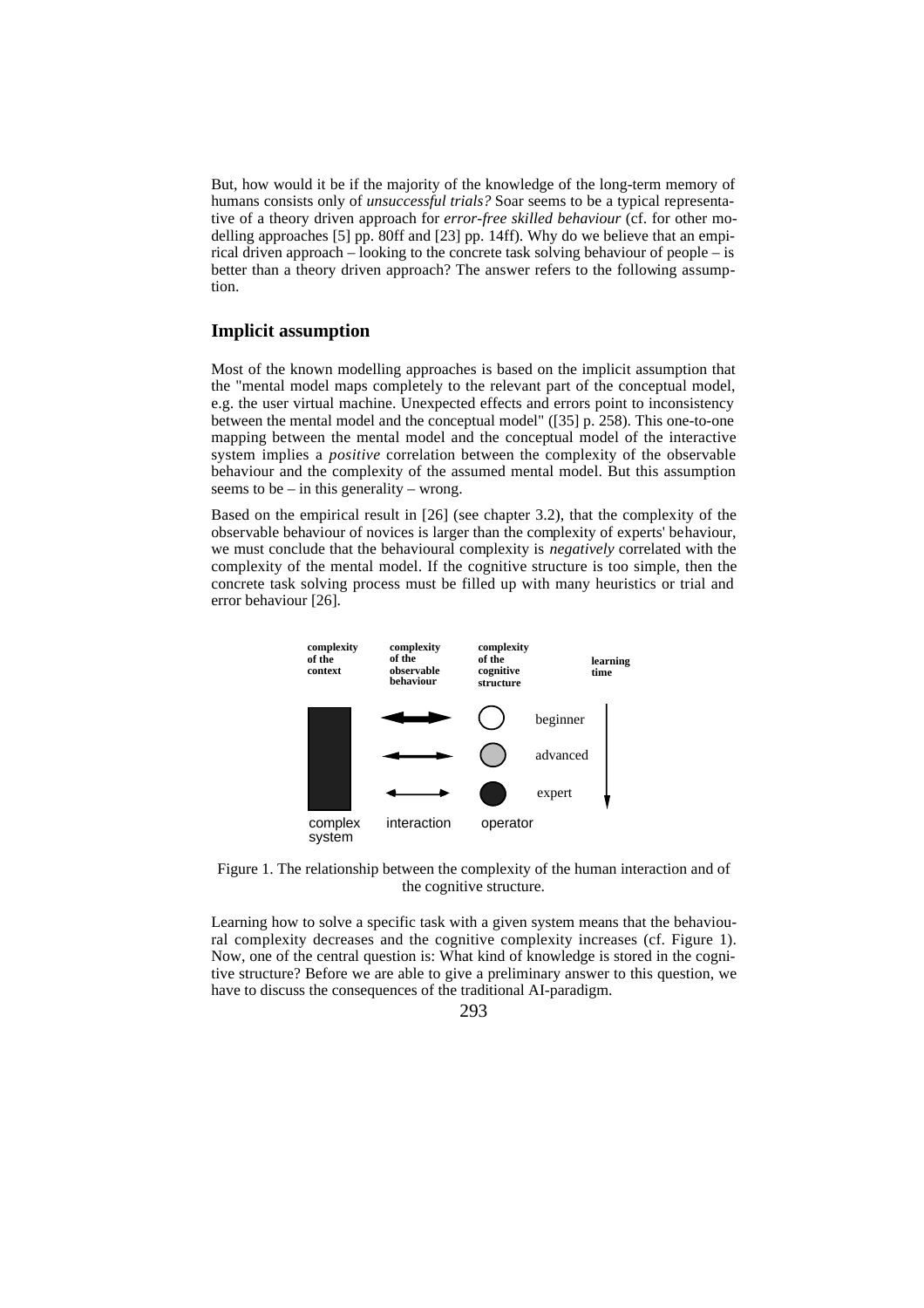But, how would it be if the majority of the knowledge of the long-term memory of humans consists only of *unsuccessful trials?* Soar seems to be a typical representative of a theory driven approach for *error-free skilled behaviour* (cf. for other modelling approaches [5] pp. 80ff and [23] pp. 14ff). Why do we believe that an empirical driven approach – looking to the concrete task solving behaviour of people – is better than a theory driven approach? The answer refers to the following assumption.

## Implicit assumption

Most of the known modelling approaches is based on the implicit assumption that the "mental model maps completely to the relevant part of the conceptual model, e.g. the user virtual machine. Unexpected effects and errors point to inconsistency between the mental model and the conceptual model" ([35] p. 258). This one-to-one mapping between the mental model and the conceptual model of the interactive system implies a *positive* correlation between the complexity of the observable behaviour and the complexity of the assumed mental model. But this assumption seems to be – in this generality – wrong.

Based on the empirical result in [26] (see chapter 3.2), that the complexity of the observable behaviour of novices is larger than the complexity of experts' behaviour, we must conclude that the behavioural complexity is *negatively* correlated with the complexity of the mental model. If the cognitive structure is too simple, then the concrete task solving process must be filled up with many heuristics or trial and error behaviour [26].

Figure 1. The relationship between the complexity of the human interaction and of the cognitive structure.

Learning how to solve a specific task with a given system means that the behavioural complexity decreases and the cognitive complexity increases (cf. Figure 1). Now, one of the central question is: What kind of knowledge is stored in the cognitive structure? Before we are able to give a preliminary answer to this question, we have to discuss the consequences of the traditional AI-paradigm.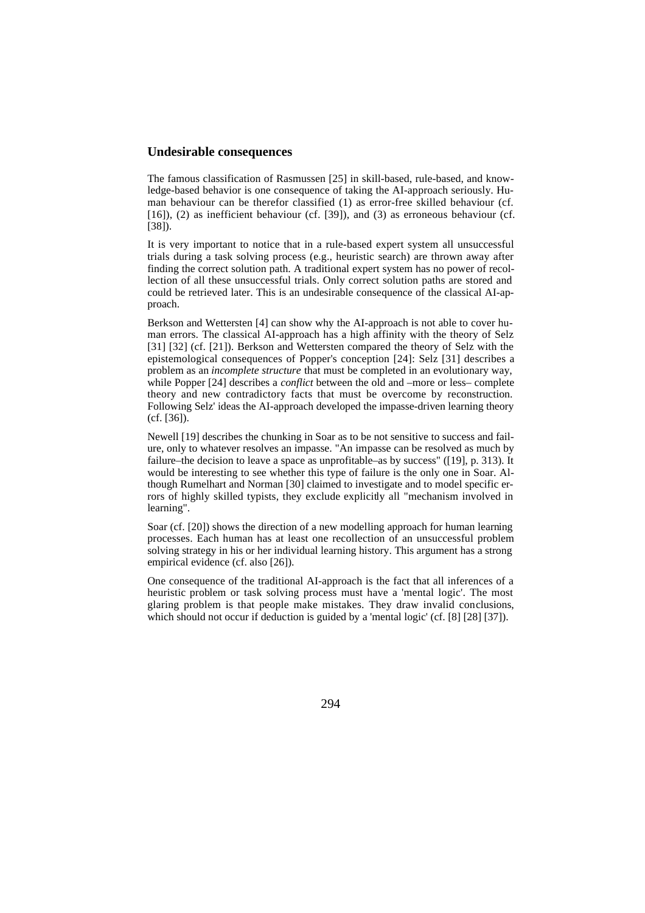## Undesirable consequences

The famous classification of Rasmussen [25] in skill-based, rule-based, and knowledge-based behavior is one consequence of taking the AI-approach seriously. Human behaviour can be therefor classified (1) as error-free skilled behaviour (cf. [16]), (2) as inefficient behaviour (cf. [39]), and (3) as erroneous behaviour (cf. [38]).

It is very important to notice that in a rule-based expert system all unsuccessful trials during a task solving process (e.g., heuristic search) are thrown away after finding the correct solution path. A traditional expert system has no power of recollection of all these unsuccessful trials. Only correct solution paths are stored and could be retrieved later. This is an undesirable consequence of the classical AI-approach.

Berkson and Wettersten [4] can show why the AI-approach is not able to cover human errors. The classical AI-approach has a high affinity with the theory of Selz [31] [32] (cf. [21]). Berkson and Wettersten compared the theory of Selz with the epistemological consequences of Popper's conception [24]: Selz [31] describes a problem as an *incomplete structure* that must be completed in an evolutionary way, while Popper [24] describes a *conflict* between the old and –more or less– complete theory and new contradictory facts that must be overcome by reconstruction. Following Selz' ideas the AI-approach developed the impasse-driven learning theory (cf. [36]).

Newell [19] describes the chunking in Soar as to be not sensitive to success and failure, only to whatever resolves an impasse. "An impasse can be resolved as much by failure–the decision to leave a space as unprofitable–as by success" ([19], p. 313). It would be interesting to see whether this type of failure is the only one in Soar. Although Rumelhart and Norman [30] claimed to investigate and to model specific errors of highly skilled typists, they exclude explicitly all "mechanism involved in learning".

Soar (cf. [20]) shows the direction of a new modelling approach for human learning processes. Each human has at least one recollection of an unsuccessful problem solving strategy in his or her individual learning history. This argument has a strong empirical evidence (cf. also [26]).

One consequence of the traditional AI-approach is the fact that all inferences of a heuristic problem or task solving process must have a 'mental logic'. The most glaring problem is that people make mistakes. They draw invalid conclusions, which should not occur if deduction is guided by a 'mental logic' (cf. [8] [28] [37]).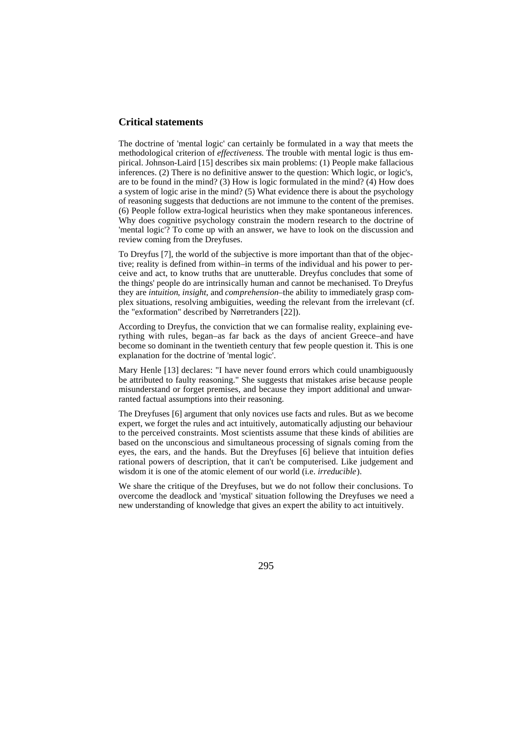## Critical statements

The doctrine of 'mental logic' can certainly be formulated in a way that meets the methodological criterion of *effectiveness.* The trouble with mental logic is thus empirical. Johnson-Laird [15] describes six main problems: (1) People make fallacious inferences. (2) There is no definitive answer to the question: Which logic, or logic's, are to be found in the mind? (3) How is logic formulated in the mind? (4) How does a system of logic arise in the mind? (5) What evidence there is about the psychology of reasoning suggests that deductions are not immune to the content of the premises. (6) People follow extra-logical heuristics when they make spontaneous inferences. Why does cognitive psychology constrain the modern research to the doctrine of 'mental logic'? To come up with an answer, we have to look on the discussion and review coming from the Dreyfuses.

To Dreyfus [7], the world of the subjective is more important than that of the objective; reality is defined from within–in terms of the individual and his power to perceive and act, to know truths that are unutterable. Dreyfus concludes that some of the things' people do are intrinsically human and cannot be mechanised. To Dreyfus they are *intuition*, *insight*, and *comprehension*–the ability to immediately grasp complex situations, resolving ambiguities, weeding the relevant from the irrelevant (cf. the "exformation" described by Nørretranders [22]).

According to Dreyfus, the conviction that we can formalise reality, explaining everything with rules, began–as far back as the days of ancient Greece–and have become so dominant in the twentieth century that few people question it. This is one explanation for the doctrine of 'mental logic'.

Mary Henle [13] declares: "I have never found errors which could unambiguously be attributed to faulty reasoning." She suggests that mistakes arise because people misunderstand or forget premises, and because they import additional and unwarranted factual assumptions into their reasoning.

The Dreyfuses [6] argument that only novices use facts and rules. But as we become expert, we forget the rules and act intuitively, automatically adjusting our behaviour to the perceived constraints. Most scientists assume that these kinds of abilities are based on the unconscious and simultaneous processing of signals coming from the eyes, the ears, and the hands. But the Dreyfuses [6] believe that intuition defies rational powers of description, that it can't be computerised. Like judgement and wisdom it is one of the atomic element of our world (i.e. *irreducible*).

We share the critique of the Dreyfuses, but we do not follow their conclusions. To overcome the deadlock and 'mystical' situation following the Dreyfuses we need a new understanding of knowledge that gives an expert the ability to act intuitively.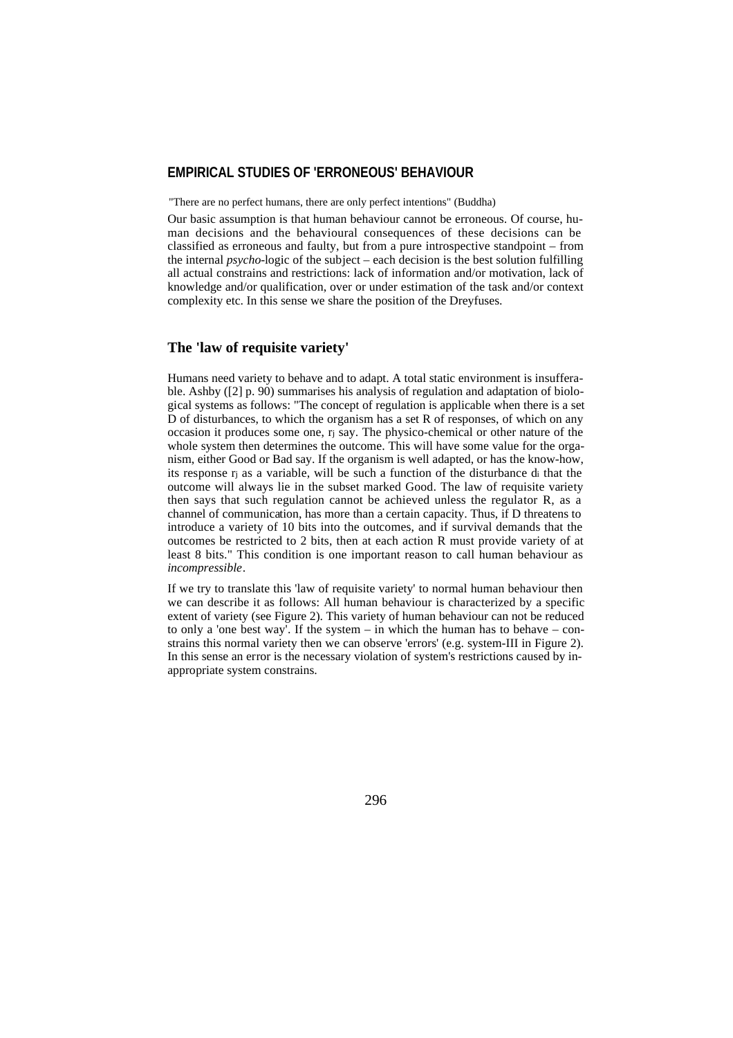## EMPIRICAL STUDIES OF 'ERRONEOUS' BEHAVIOUR

"There are no perfect humans, there are only perfect intentions" (Buddha)

Our basic assumption is that human behaviour cannot be erroneous. Of course, human decisions and the behavioural consequences of these decisions can be classified as erroneous and faulty, but from a pure introspective standpoint – from the internal *psycho*-logic of the subject – each decision is the best solution fulfilling all actual constrains and restrictions: lack of information and/or motivation, lack of knowledge and/or qualification, over or under estimation of the task and/or context complexity etc. In this sense we share the position of the Dreyfuses.

### The 'law of requisite variety'

Humans need variety to behave and to adapt. A total static environment is insufferable. Ashby ([2] p. 90) summarises his analysis of regulation and adaptation of biological systems as follows: "The concept of regulation is applicable when there is a set D of disturbances, to which the organism has a set R of responses, of which on any occasion it produces some one, $r_j$ say. The physico-chemical or other nature of the whole system then determines the outcome. This will have some value for the organism, either Good or Bad say. If the organism is well adapted, or has the know-how, its response $r_j$ as a variable, will be such a function of the disturbance $d_i$ that the outcome will always lie in the subset marked Good. The law of requisite variety then says that such regulation cannot be achieved unless the regulator R, as a channel of communication, has more than a certain capacity. Thus, if D threatens to introduce a variety of 10 bits into the outcomes, and if survival demands that the outcomes be restricted to 2 bits, then at each action R must provide variety of at least 8 bits." This condition is one important reason to call human behaviour as *incompressible*.

If we try to translate this 'law of requisite variety' to normal human behaviour then we can describe it as follows: All human behaviour is characterized by a specific extent of variety (see Figure 2). This variety of human behaviour can not be reduced to only a 'one best way'. If the system – in which the human has to behave – constrains this normal variety then we can observe 'errors' (e.g. system-III in Figure 2). In this sense an error is the necessary violation of system's restrictions caused by inappropriate system constrains.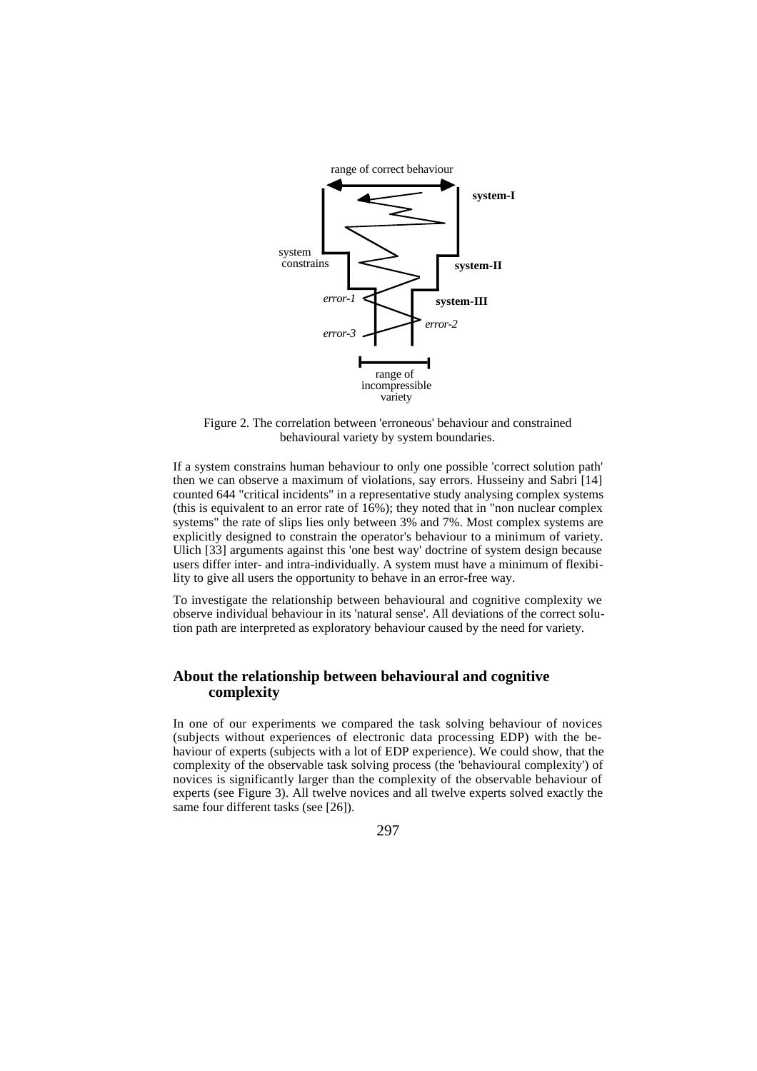Figure 2. The correlation between 'erroneous' behaviour and constrained behavioural variety by system boundaries.

If a system constrains human behaviour to only one possible 'correct solution path' then we can observe a maximum of violations, say errors. Husseiny and Sabri [14] counted 644 "critical incidents" in a representative study analysing complex systems (this is equivalent to an error rate of 16%); they noted that in "non nuclear complex systems" the rate of slips lies only between 3% and 7%. Most complex systems are explicitly designed to constrain the operator's behaviour to a minimum of variety. Ulich [33] arguments against this 'one best way' doctrine of system design because users differ inter- and intra-individually. A system must have a minimum of flexibility to give all users the opportunity to behave in an error-free way.

To investigate the relationship between behavioural and cognitive complexity we observe individual behaviour in its 'natural sense'. All deviations of the correct solution path are interpreted as exploratory behaviour caused by the need for variety.

## About the relationship between behavioural and cognitive complexity

In one of our experiments we compared the task solving behaviour of novices (subjects without experiences of electronic data processing EDP) with the behaviour of experts (subjects with a lot of EDP experience). We could show, that the complexity of the observable task solving process (the 'behavioural complexity') of novices is significantly larger than the complexity of the observable behaviour of experts (see Figure 3). All twelve novices and all twelve experts solved exactly the same four different tasks (see [26]).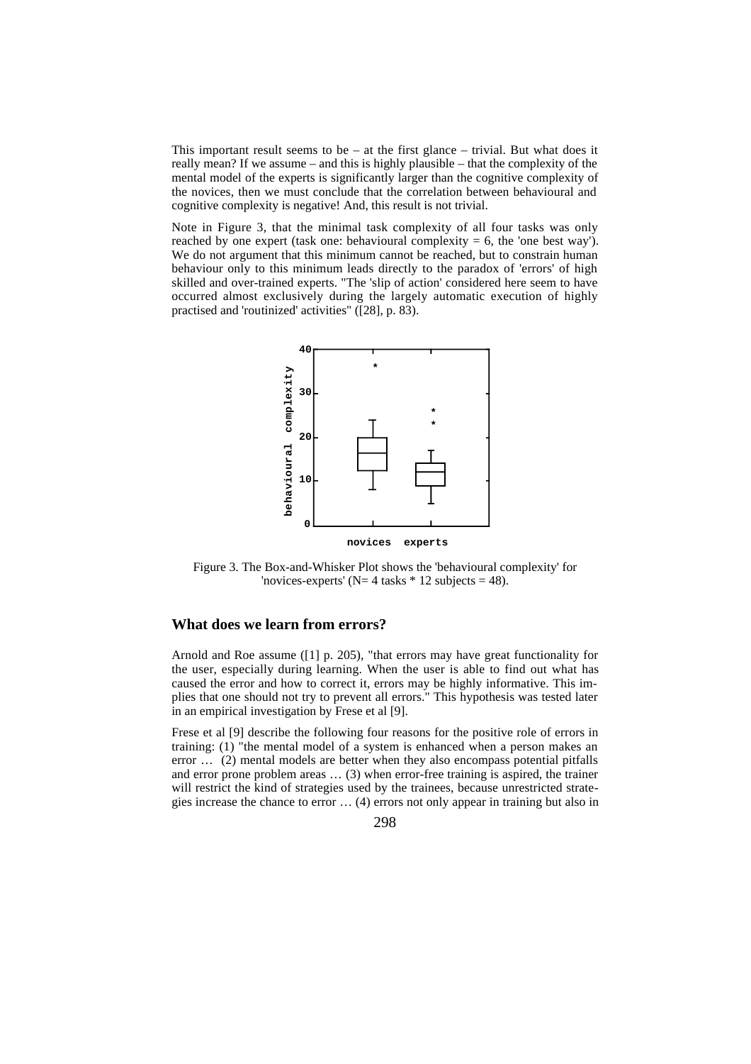This important result seems to be – at the first glance – trivial. But what does it really mean? If we assume – and this is highly plausible – that the complexity of the mental model of the experts is significantly larger than the cognitive complexity of the novices, then we must conclude that the correlation between behavioural and cognitive complexity is negative! And, this result is not trivial.

Note in Figure 3, that the minimal task complexity of all four tasks was only reached by one expert (task one: behavioural complexity = 6, the 'one best way'). We do not argument that this minimum cannot be reached, but to constrain human behaviour only to this minimum leads directly to the paradox of 'errors' of high skilled and over-trained experts. "The 'slip of action' considered here seem to have occurred almost exclusively during the largely automatic execution of highly practised and 'routinized' activities" ([28], p. 83).

Figure 3. The Box-and-Whisker Plot shows the 'behavioural complexity' for 'novices-experts' (N= 4 tasks * 12 subjects = 48).

## What does we learn from errors?

Arnold and Roe assume ([1] p. 205), "that errors may have great functionality for the user, especially during learning. When the user is able to find out what has caused the error and how to correct it, errors may be highly informative. This implies that one should not try to prevent all errors." This hypothesis was tested later in an empirical investigation by Frese et al [9].

Frese et al [9] describe the following four reasons for the positive role of errors in training: (1) "the mental model of a system is enhanced when a person makes an error … (2) mental models are better when they also encompass potential pitfalls and error prone problem areas … (3) when error-free training is aspired, the trainer will restrict the kind of strategies used by the trainees, because unrestricted strategies increase the chance to error … (4) errors not only appear in training but also in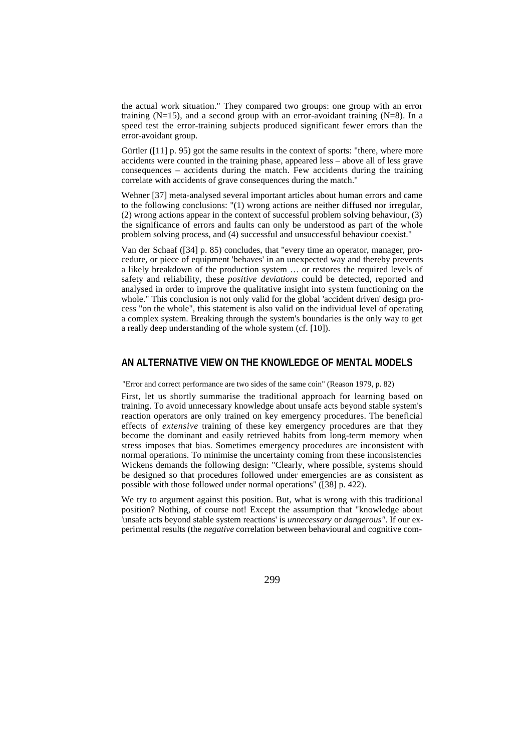the actual work situation." They compared two groups: one group with an error training (N=15), and a second group with an error-avoidant training (N=8). In a speed test the error-training subjects produced significant fewer errors than the error-avoidant group.

Gürtler ([11] p. 95) got the same results in the context of sports: "there, where more accidents were counted in the training phase, appeared less – above all of less grave consequences – accidents during the match. Few accidents during the training correlate with accidents of grave consequences during the match."

Wehner [37] meta-analysed several important articles about human errors and came to the following conclusions: "(1) wrong actions are neither diffused nor irregular, (2) wrong actions appear in the context of successful problem solving behaviour, (3) the significance of errors and faults can only be understood as part of the whole problem solving process, and (4) successful and unsuccessful behaviour coexist."

Van der Schaaf ([34] p. 85) concludes, that "every time an operator, manager, procedure, or piece of equipment 'behaves' in an unexpected way and thereby prevents a likely breakdown of the production system … or restores the required levels of safety and reliability, these *positive deviations* could be detected, reported and analysed in order to improve the qualitative insight into system functioning on the whole." This conclusion is not only valid for the global 'accident driven' design process "on the whole", this statement is also valid on the individual level of operating a complex system. Breaking through the system's boundaries is the only way to get a really deep understanding of the whole system (cf. [10]).

## AN ALTERNATIVE VIEW ON THE KNOWLEDGE OF MENTAL MODELS

"Error and correct performance are two sides of the same coin" (Reason 1979, p. 82)

First, let us shortly summarise the traditional approach for learning based on training. To avoid unnecessary knowledge about unsafe acts beyond stable system's reaction operators are only trained on key emergency procedures. The beneficial effects of *extensive* training of these key emergency procedures are that they become the dominant and easily retrieved habits from long-term memory when stress imposes that bias. Sometimes emergency procedures are inconsistent with normal operations. To minimise the uncertainty coming from these inconsistencies Wickens demands the following design: "Clearly, where possible, systems should be designed so that procedures followed under emergencies are as consistent as possible with those followed under normal operations" ([38] p. 422).

We try to argument against this position. But, what is wrong with this traditional position? Nothing, of course not! Except the assumption that "knowledge about 'unsafe acts beyond stable system reactions' is *unnecessary* or *dangerous"*. If our experimental results (the *negative* correlation between behavioural and cognitive com-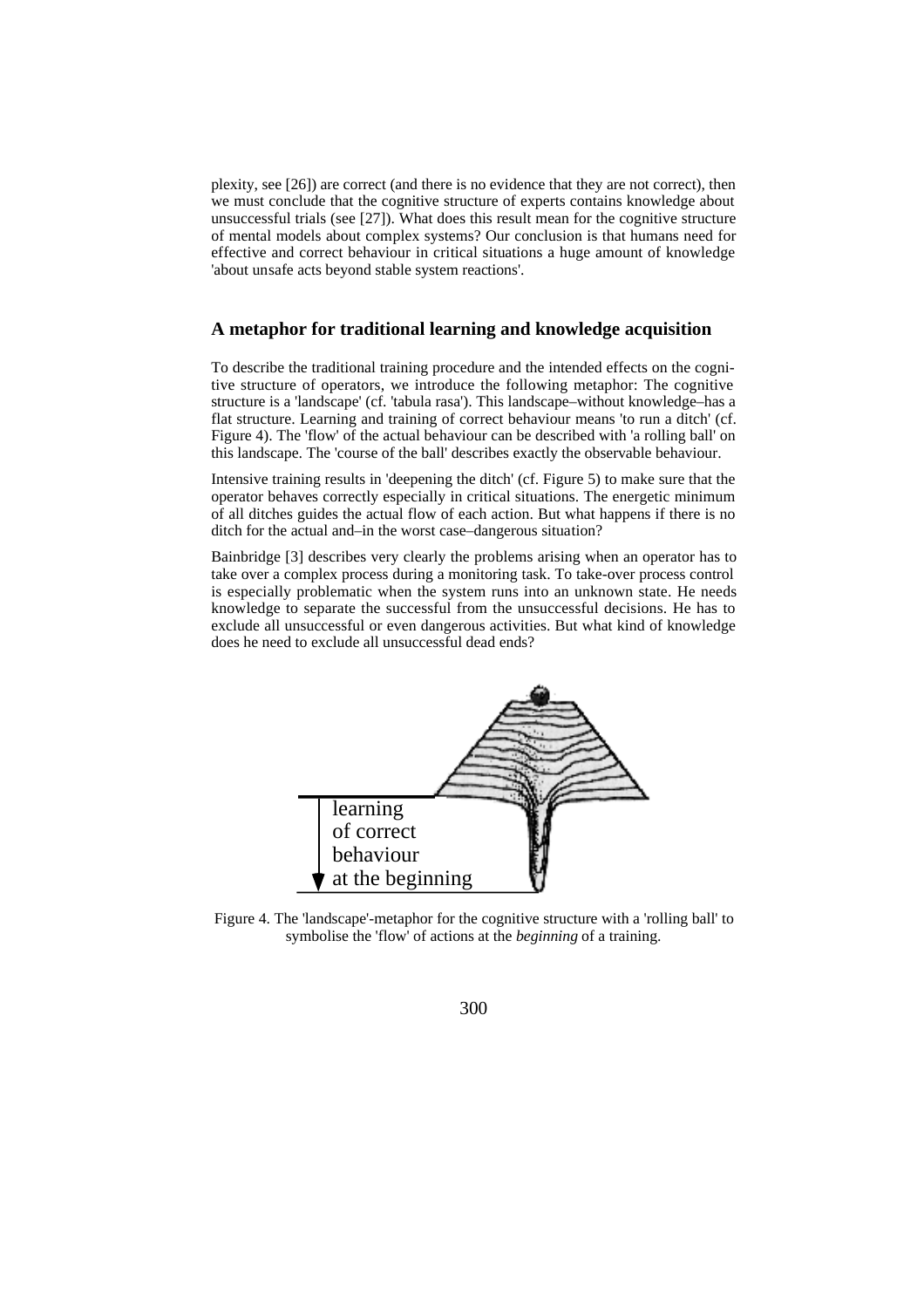plexity, see [26]) are correct (and there is no evidence that they are not correct), then we must conclude that the cognitive structure of experts contains knowledge about unsuccessful trials (see [27]). What does this result mean for the cognitive structure of mental models about complex systems? Our conclusion is that humans need for effective and correct behaviour in critical situations a huge amount of knowledge 'about unsafe acts beyond stable system reactions'.

## A metaphor for traditional learning and knowledge acquisition

To describe the traditional training procedure and the intended effects on the cognitive structure of operators, we introduce the following metaphor: The cognitive structure is a 'landscape' (cf. 'tabula rasa'). This landscape–without knowledge–has a flat structure. Learning and training of correct behaviour means 'to run a ditch' (cf. Figure 4). The 'flow' of the actual behaviour can be described with 'a rolling ball' on this landscape. The 'course of the ball' describes exactly the observable behaviour.

Intensive training results in 'deepening the ditch' (cf. Figure 5) to make sure that the operator behaves correctly especially in critical situations. The energetic minimum of all ditches guides the actual flow of each action. But what happens if there is no ditch for the actual and–in the worst case–dangerous situation?

Bainbridge [3] describes very clearly the problems arising when an operator has to take over a complex process during a monitoring task. To take-over process control is especially problematic when the system runs into an unknown state. He needs knowledge to separate the successful from the unsuccessful decisions. He has to exclude all unsuccessful or even dangerous activities. But what kind of knowledge does he need to exclude all unsuccessful dead ends?

learning of correct behaviour at the beginning

Figure 4. The 'landscape'-metaphor for the cognitive structure with a 'rolling ball' to symbolise the 'flow' of actions at the *beginning* of a training.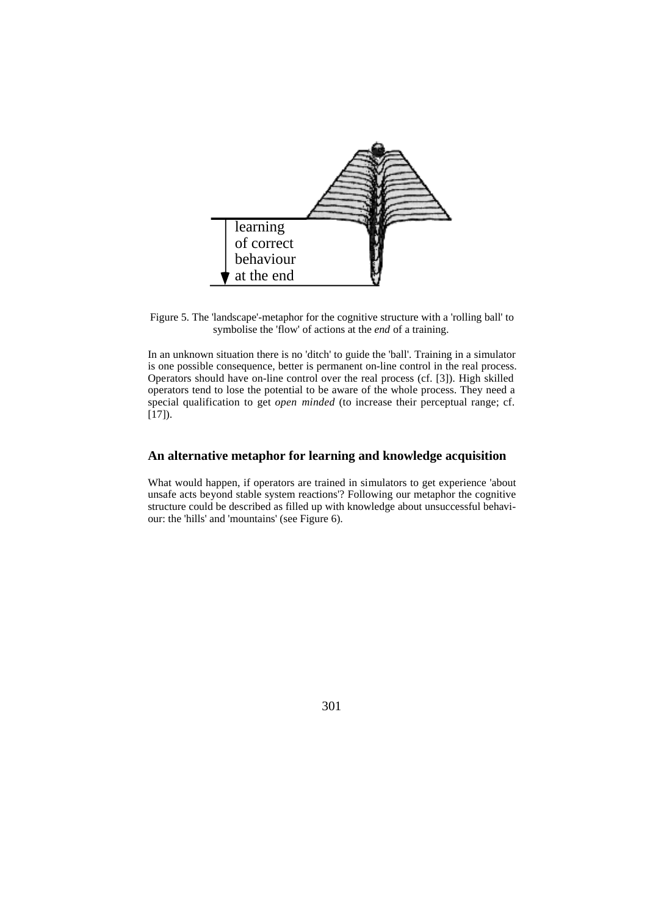learning
of correct
behaviour
at the end

Figure 5. The 'landscape'-metaphor for the cognitive structure with a 'rolling ball' to symbolise the 'flow' of actions at the *end* of a training.

In an unknown situation there is no 'ditch' to guide the 'ball'. Training in a simulator is one possible consequence, better is permanent on-line control in the real process. Operators should have on-line control over the real process (cf. [3]). High skilled operators tend to lose the potential to be aware of the whole process. They need a special qualification to get *open minded* (to increase their perceptual range; cf. [17]).

## An alternative metaphor for learning and knowledge acquisition

What would happen, if operators are trained in simulators to get experience 'about unsafe acts beyond stable system reactions'? Following our metaphor the cognitive structure could be described as filled up with knowledge about unsuccessful behaviour: the 'hills' and 'mountains' (see Figure 6).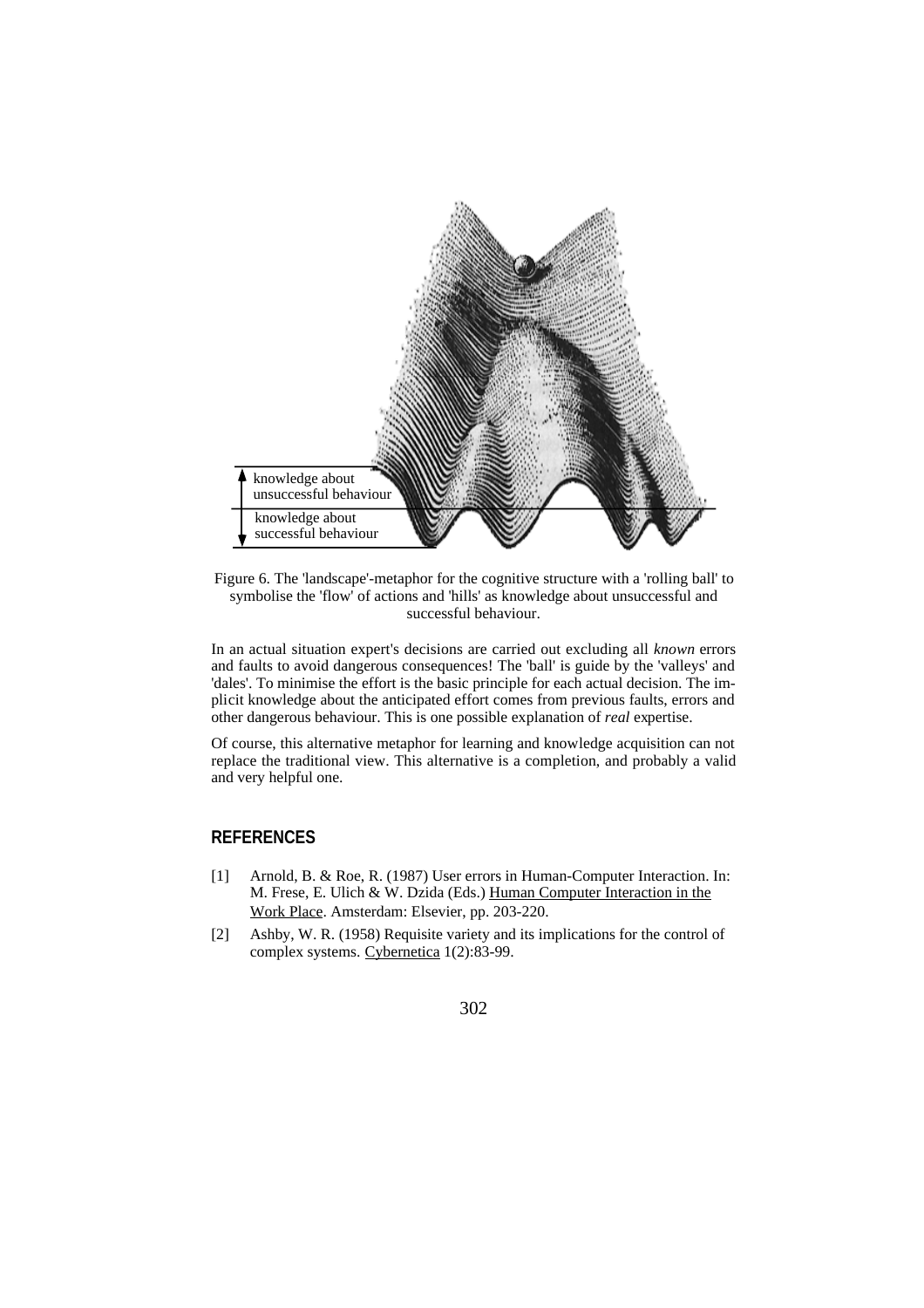knowledge about unsuccessful behaviour

knowledge about successful behaviour

Figure 6. The 'landscape'-metaphor for the cognitive structure with a 'rolling ball' to symbolise the 'flow' of actions and 'hills' as knowledge about unsuccessful and successful behaviour.

In an actual situation expert's decisions are carried out excluding all *known* errors and faults to avoid dangerous consequences! The 'ball' is guide by the 'valleys' and 'dales'. To minimise the effort is the basic principle for each actual decision. The implicit knowledge about the anticipated effort comes from previous faults, errors and other dangerous behaviour. This is one possible explanation of *real* expertise.

Of course, this alternative metaphor for learning and knowledge acquisition can not replace the traditional view. This alternative is a completion, and probably a valid and very helpful one.

## REFERENCES

[1] Arnold, B. & Roe, R. (1987) User errors in Human-Computer Interaction. In: M. Frese, E. Ulich & W. Dzida (Eds.) Human Computer Interaction in the Work Place. Amsterdam: Elsevier, pp. 203-220.

[2] Ashby, W. R. (1958) Requisite variety and its implications for the control of complex systems. Cybernetica 1(2):83-99.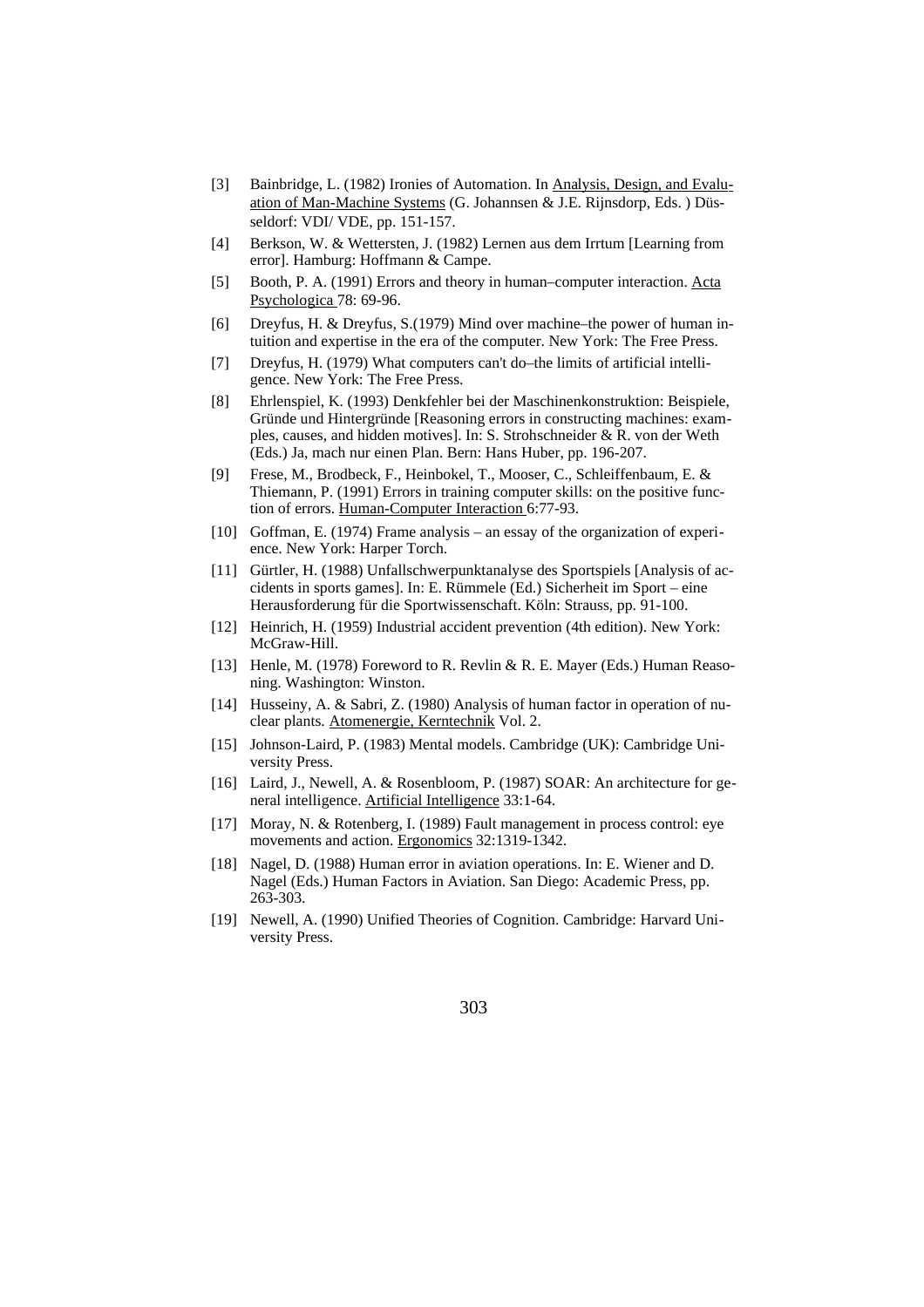[3] Bainbridge, L. (1982) Ironies of Automation. In Analysis, Design, and Evaluation of Man-Machine Systems (G. Johannsen & J.E. Rijnsdorp, Eds. ) Düsseldorf: VDI/ VDE, pp. 151-157.

[4] Berkson, W. & Wettersten, J. (1982) Lernen aus dem Irrtum [Learning from error]. Hamburg: Hoffmann & Campe.

[5] Booth, P. A. (1991) Errors and theory in human–computer interaction. Acta Psychologica 78: 69-96.

[6] Dreyfus, H. & Dreyfus, S.(1979) Mind over machine–the power of human intuition and expertise in the era of the computer. New York: The Free Press.

[7] Dreyfus, H. (1979) What computers can't do–the limits of artificial intelligence. New York: The Free Press.

[8] Ehrlenspiel, K. (1993) Denkfehler bei der Maschinenkonstruktion: Beispiele, Gründe und Hintergründe [Reasoning errors in constructing machines: examples, causes, and hidden motives]. In: S. Strohschneider & R. von der Weth (Eds.) Ja, mach nur einen Plan. Bern: Hans Huber, pp. 196-207.

[9] Frese, M., Brodbeck, F., Heinbokel, T., Mooser, C., Schleiffenbaum, E. & Thiemann, P. (1991) Errors in training computer skills: on the positive function of errors. Human-Computer Interaction 6:77-93.

[10] Goffman, E. (1974) Frame analysis – an essay of the organization of experience. New York: Harper Torch.

[11] Gürtler, H. (1988) Unfallschwerpunktanalyse des Sportspiels [Analysis of accidents in sports games]. In: E. Rümmele (Ed.) Sicherheit im Sport – eine Herausforderung für die Sportwissenschaft. Köln: Strauss, pp. 91-100.

[12] Heinrich, H. (1959) Industrial accident prevention (4th edition). New York: McGraw-Hill.

[13] Henle, M. (1978) Foreword to R. Revlin & R. E. Mayer (Eds.) Human Reasoning. Washington: Winston.

[14] Husseiny, A. & Sabri, Z. (1980) Analysis of human factor in operation of nuclear plants. Atomenergie, Kerntechnik Vol. 2.

[15] Johnson-Laird, P. (1983) Mental models. Cambridge (UK): Cambridge University Press.

[16] Laird, J., Newell, A. & Rosenbloom, P. (1987) SOAR: An architecture for general intelligence. Artificial Intelligence 33:1-64.

[17] Moray, N. & Rotenberg, I. (1989) Fault management in process control: eye movements and action. Ergonomics 32:1319-1342.

[18] Nagel, D. (1988) Human error in aviation operations. In: E. Wiener and D. Nagel (Eds.) Human Factors in Aviation. San Diego: Academic Press, pp. 263-303.

[19] Newell, A. (1990) Unified Theories of Cognition. Cambridge: Harvard University Press.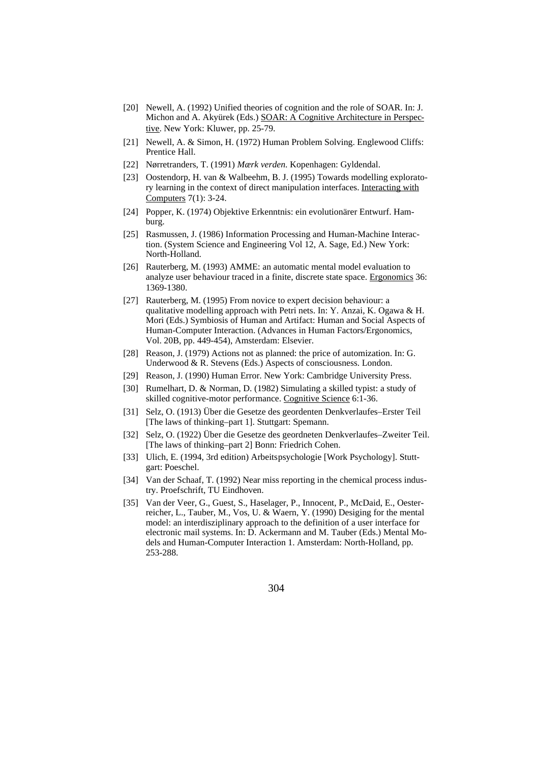- [20] Newell, A. (1992) Unified theories of cognition and the role of SOAR. In: J. Michon and A. Akyürek (Eds.) SOAR: A Cognitive Architecture in Perspective. New York: Kluwer, pp. 25-79.
- [21] Newell, A. & Simon, H. (1972) Human Problem Solving. Englewood Cliffs: Prentice Hall.
- [22] Nørretranders, T. (1991) *Mærk verden*. Kopenhagen: Gyldendal.
- [23] Oostendorp, H. van & Walbeehm, B. J. (1995) Towards modelling exploratory learning in the context of direct manipulation interfaces. Interacting with Computers 7(1): 3-24.
- [24] Popper, K. (1974) Objektive Erkenntnis: ein evolutionärer Entwurf. Hamburg.
- [25] Rasmussen, J. (1986) Information Processing and Human-Machine Interaction. (System Science and Engineering Vol 12, A. Sage, Ed.) New York: North-Holland.
- [26] Rauterberg, M. (1993) AMME: an automatic mental model evaluation to analyze user behaviour traced in a finite, discrete state space. Ergonomics 36: 1369-1380.
- [27] Rauterberg, M. (1995) From novice to expert decision behaviour: a qualitative modelling approach with Petri nets. In: Y. Anzai, K. Ogawa & H. Mori (Eds.) Symbiosis of Human and Artifact: Human and Social Aspects of Human-Computer Interaction. (Advances in Human Factors/Ergonomics, Vol. 20B, pp. 449-454), Amsterdam: Elsevier.
- [28] Reason, J. (1979) Actions not as planned: the price of automization. In: G. Underwood & R. Stevens (Eds.) Aspects of consciousness. London.
- [29] Reason, J. (1990) Human Error. New York: Cambridge University Press.
- [30] Rumelhart, D. & Norman, D. (1982) Simulating a skilled typist: a study of skilled cognitive-motor performance. Cognitive Science 6:1-36.
- [31] Selz, O. (1913) Über die Gesetze des geordenten Denkverlaufes–Erster Teil [The laws of thinking–part 1]. Stuttgart: Spemann.
- [32] Selz, O. (1922) Über die Gesetze des geordneten Denkverlaufes–Zweiter Teil. [The laws of thinking–part 2] Bonn: Friedrich Cohen.
- [33] Ulich, E. (1994, 3rd edition) Arbeitspsychologie [Work Psychology]. Stuttgart: Poeschel.
- [34] Van der Schaaf, T. (1992) Near miss reporting in the chemical process industry. Proefschrift, TU Eindhoven.
- [35] Van der Veer, G., Guest, S., Haselager, P., Innocent, P., McDaid, E., Oesterreicher, L., Tauber, M., Vos, U. & Waern, Y. (1990) Desiging for the mental model: an interdisziplinary approach to the definition of a user interface for electronic mail systems. In: D. Ackermann and M. Tauber (Eds.) Mental Models and Human-Computer Interaction 1. Amsterdam: North-Holland, pp. 253-288.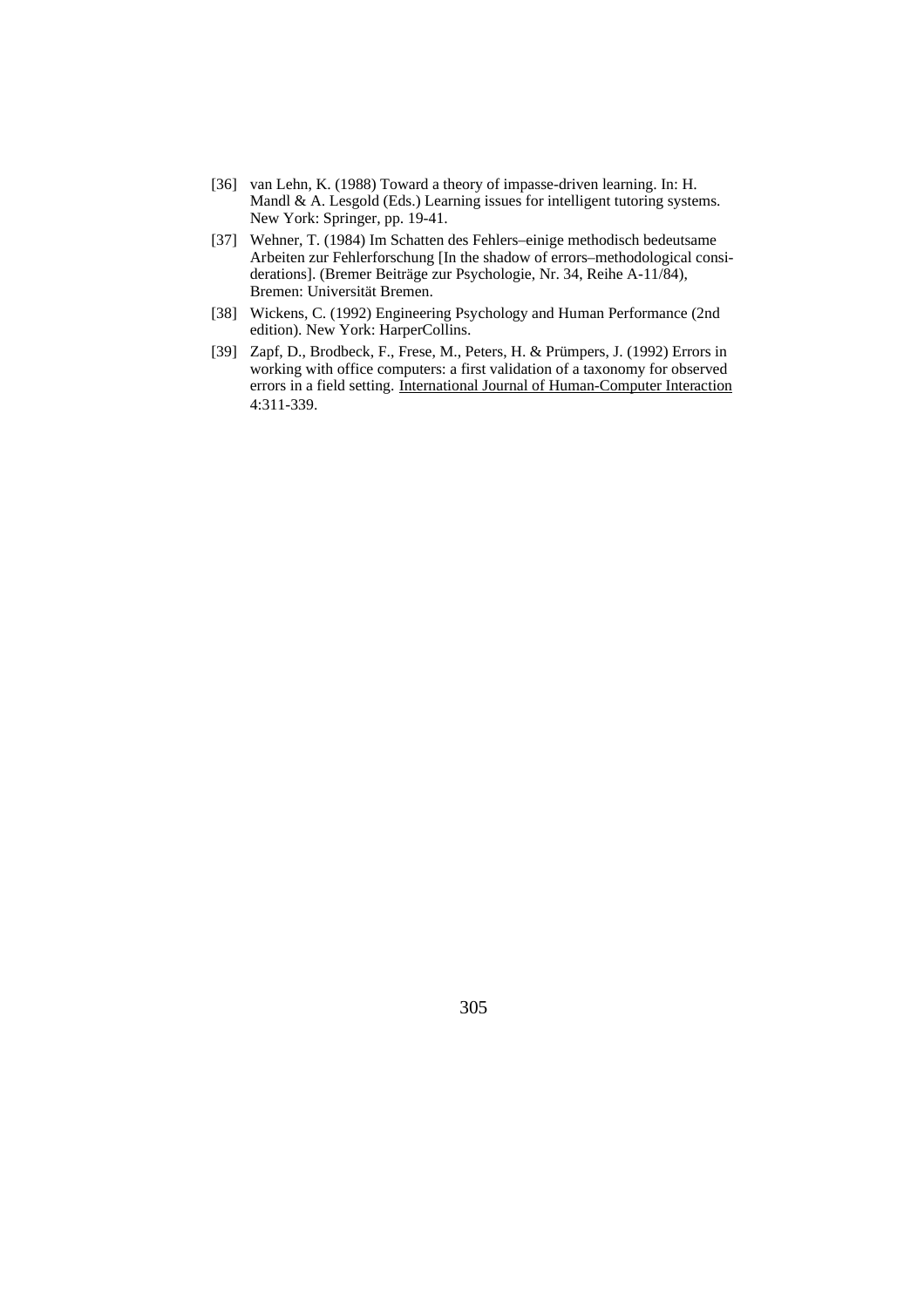[36] van Lehn, K. (1988) Toward a theory of impasse-driven learning. In: H. Mandl & A. Lesgold (Eds.) Learning issues for intelligent tutoring systems. New York: Springer, pp. 19-41.

[37] Wehner, T. (1984) Im Schatten des Fehlers–einige methodisch bedeutsame Arbeiten zur Fehlerforschung [In the shadow of errors–methodological considerations]. (Bremer Beiträge zur Psychologie, Nr. 34, Reihe A-11/84), Bremen: Universität Bremen.

[38] Wickens, C. (1992) Engineering Psychology and Human Performance (2nd edition). New York: HarperCollins.

[39] Zapf, D., Brodbeck, F., Frese, M., Peters, H. & Prümpers, J. (1992) Errors in working with office computers: a first validation of a taxonomy for observed errors in a field setting. International Journal of Human-Computer Interaction 4:311-339.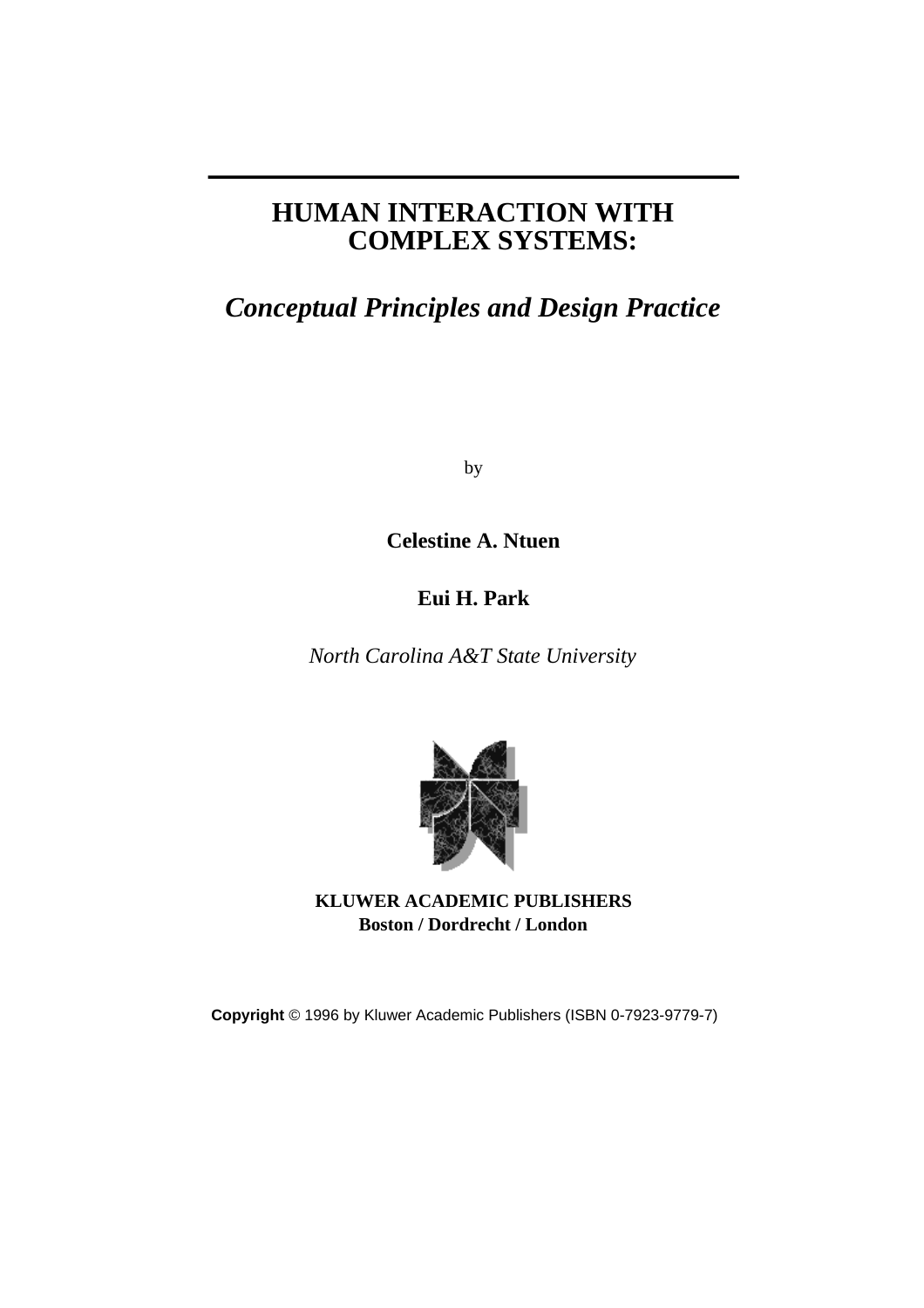# HUMAN INTERACTION WITH COMPLEX SYSTEMS:

## *Conceptual Principles and Design Practice*

by

**Celestine A. Ntuen**

**Eui H. Park**

*North Carolina A&T State University*

**KLUWER ACADEMIC PUBLISHERS**
**Boston / Dordrecht / London**

**Copyright** © 1996 by Kluwer Academic Publishers (ISBN 0-7923-9779-7)